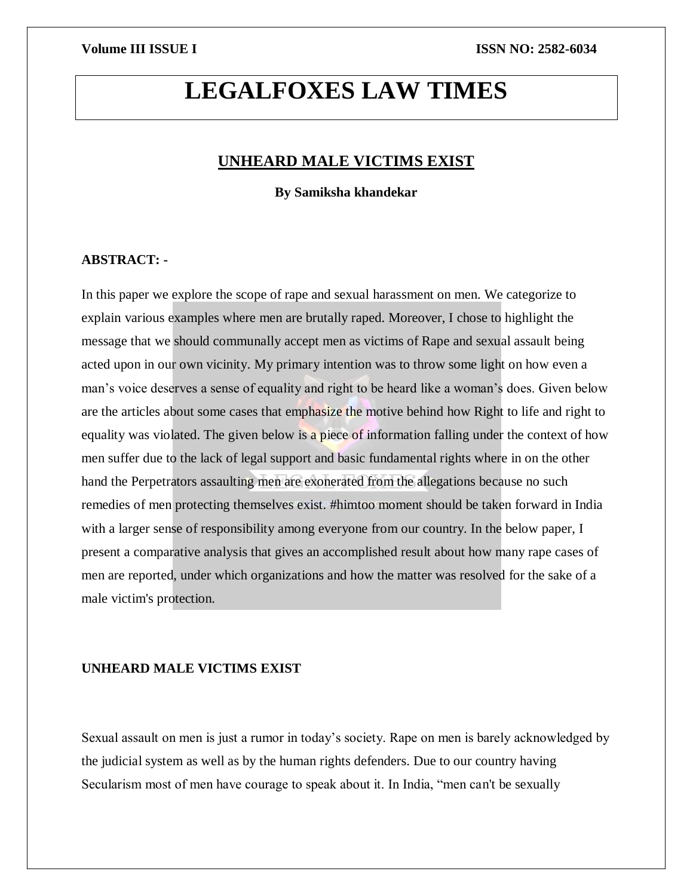# LEGALFOXES LAW TIMES

## UNHEARD MALE VICTIMS EXIST

**By Samiksha khandekar**

**ABSTRACT: -**

In this paper we explore the scope of rape and sexual harassment on men. We categorize to explain various examples where men are brutally raped. Moreover, I chose to highlight the message that we should communally accept men as victims of Rape and sexual assault being acted upon in our own vicinity. My primary intention was to throw some light on how even a man's voice deserves a sense of equality and right to be heard like a woman's does. Given below are the articles about some cases that emphasize the motive behind how Right to life and right to equality was violated. The given below is a piece of information falling under the context of how men suffer due to the lack of legal support and basic fundamental rights where in on the other hand the Perpetrators assaulting men are exonerated from the allegations because no such remedies of men protecting themselves exist. #himtoo moment should be taken forward in India with a larger sense of responsibility among everyone from our country. In the below paper, I present a comparative analysis that gives an accomplished result about how many rape cases of men are reported, under which organizations and how the matter was resolved for the sake of a male victim's protection.

**UNHEARD MALE VICTIMS EXIST**

Sexual assault on men is just a rumor in today's society. Rape on men is barely acknowledged by the judicial system as well as by the human rights defenders. Due to our country having Secularism most of men have courage to speak about it. In India, "men can't be sexually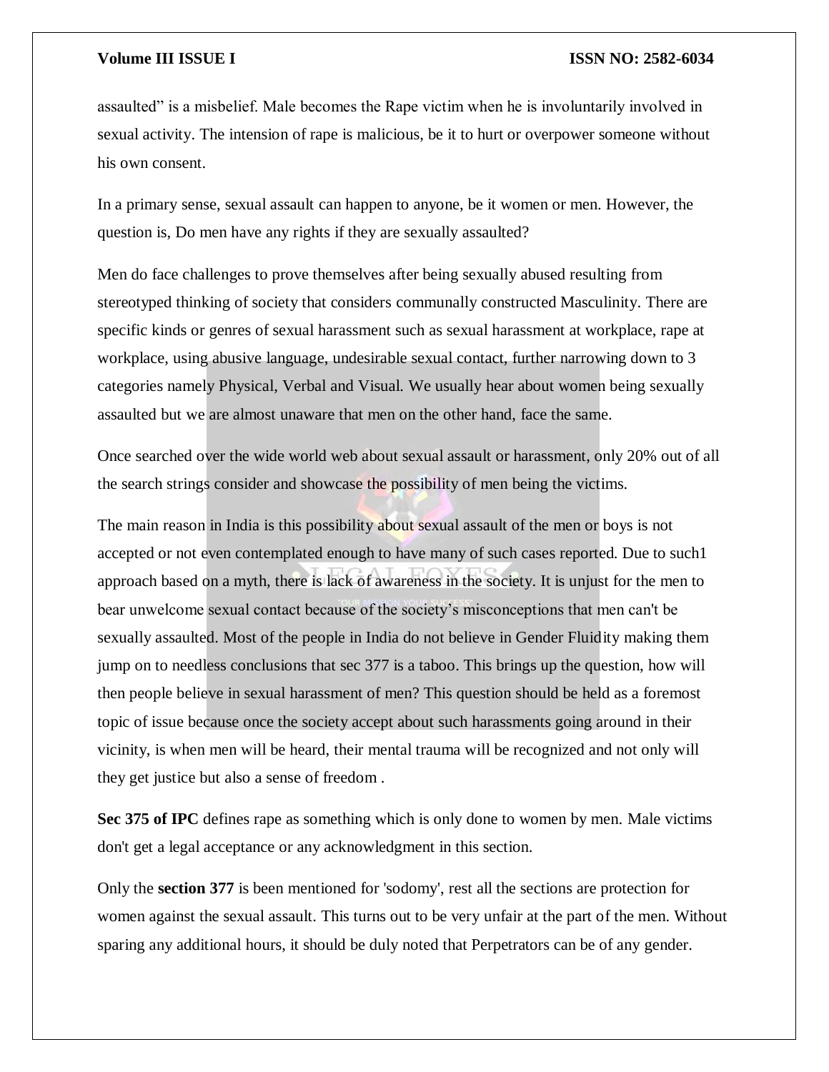assaulted" is a misbelief. Male becomes the Rape victim when he is involuntarily involved in sexual activity. The intension of rape is malicious, be it to hurt or overpower someone without his own consent.

In a primary sense, sexual assault can happen to anyone, be it women or men. However, the question is, Do men have any rights if they are sexually assaulted?

Men do face challenges to prove themselves after being sexually abused resulting from stereotyped thinking of society that considers communally constructed Masculinity. There are specific kinds or genres of sexual harassment such as sexual harassment at workplace, rape at workplace, using abusive language, undesirable sexual contact, further narrowing down to 3 categories namely Physical, Verbal and Visual. We usually hear about women being sexually assaulted but we are almost unaware that men on the other hand, face the same.

Once searched over the wide world web about sexual assault or harassment, only 20% out of all the search strings consider and showcase the possibility of men being the victims.

The main reason in India is this possibility about sexual assault of the men or boys is not accepted or not even contemplated enough to have many of such cases reported. Due to such[1] approach based on a myth, there is lack of awareness in the society. It is unjust for the men to bear unwelcome sexual contact because of the society's misconceptions that men can't be sexually assaulted. Most of the people in India do not believe in Gender Fluidity making them jump on to needless conclusions that sec 377 is a taboo. This brings up the question, how will then people believe in sexual harassment of men? This question should be held as a foremost topic of issue because once the society accept about such harassments going around in their vicinity, is when men will be heard, their mental trauma will be recognized and not only will they get justice but also a sense of freedom .

**Sec 375 of IPC** defines rape as something which is only done to women by men. Male victims don't get a legal acceptance or any acknowledgment in this section.

Only the **section 377** is been mentioned for 'sodomy', rest all the sections are protection for women against the sexual assault. This turns out to be very unfair at the part of the men. Without sparing any additional hours, it should be duly noted that Perpetrators can be of any gender.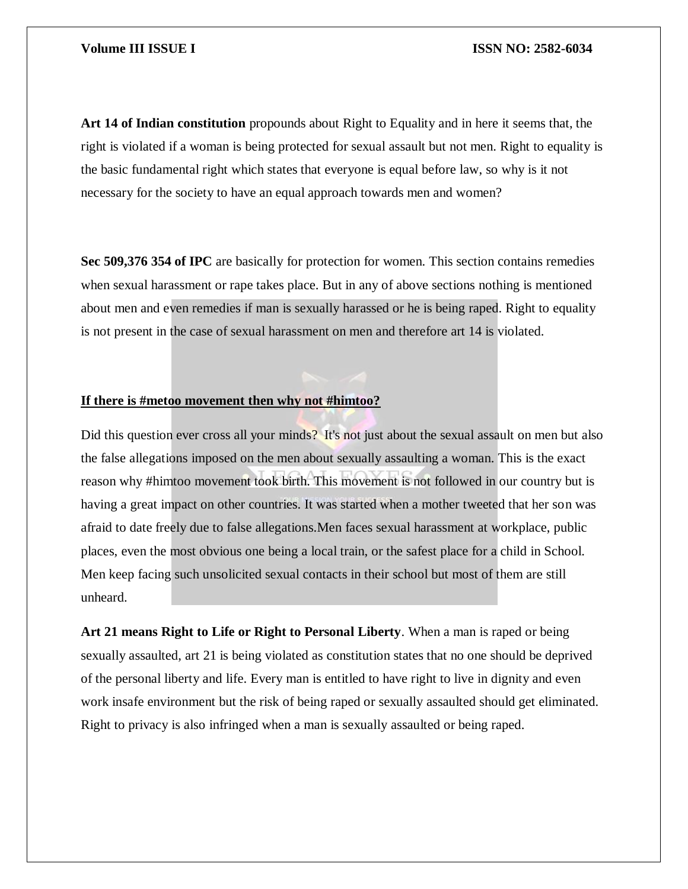**Art 14 of Indian constitution** propounds about Right to Equality and in here it seems that, the right is violated if a woman is being protected for sexual assault but not men. Right to equality is the basic fundamental right which states that everyone is equal before law, so why is it not necessary for the society to have an equal approach towards men and women?

**Sec 509,376 354 of IPC** are basically for protection for women. This section contains remedies when sexual harassment or rape takes place. But in any of above sections nothing is mentioned about men and even remedies if man is sexually harassed or he is being raped. Right to equality is not present in the case of sexual harassment on men and therefore art 14 is violated.

**<u>If there is #metoo movement then why not #himtoo?</u>**

Did this question ever cross all your minds? It's not just about the sexual assault on men but also the false allegations imposed on the men about sexually assaulting a woman. This is the exact reason why #himtoo movement took birth. This movement is not followed in our country but is having a great impact on other countries. It was started when a mother tweeted that her son was afraid to date freely due to false allegations.Men faces sexual harassment at workplace, public places, even the most obvious one being a local train, or the safest place for a child in School. Men keep facing such unsolicited sexual contacts in their school but most of them are still unheard.

**Art 21 means Right to Life or Right to Personal Liberty**. When a man is raped or being sexually assaulted, art 21 is being violated as constitution states that no one should be deprived of the personal liberty and life. Every man is entitled to have right to live in dignity and even work insafe environment but the risk of being raped or sexually assaulted should get eliminated. Right to privacy is also infringed when a man is sexually assaulted or being raped.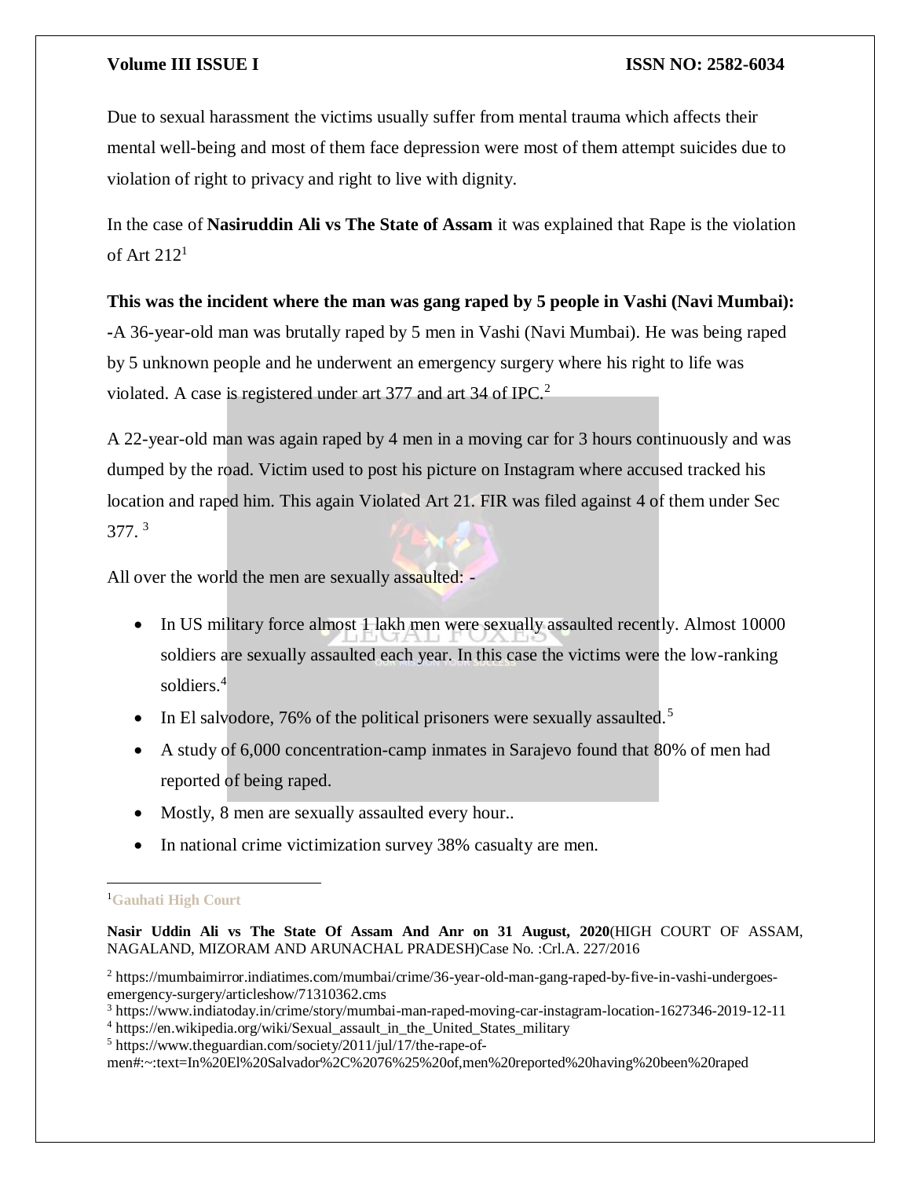Due to sexual harassment the victims usually suffer from mental trauma which affects their mental well-being and most of them face depression were most of them attempt suicides due to violation of right to privacy and right to live with dignity.

In the case of **Nasiruddin Ali vs The State of Assam** it was explained that Rape is the violation of Art 212[1]

**This was the incident where the man was gang raped by 5 people in Vashi (Navi Mumbai):** -A 36-year-old man was brutally raped by 5 men in Vashi (Navi Mumbai). He was being raped by 5 unknown people and he underwent an emergency surgery where his right to life was violated. A case is registered under art 377 and art 34 of IPC.[2]

A 22-year-old man was again raped by 4 men in a moving car for 3 hours continuously and was dumped by the road. Victim used to post his picture on Instagram where accused tracked his location and raped him. This again Violated Art 21. FIR was filed against 4 of them under Sec 377. [3]

All over the world the men are sexually assaulted: -

- In US military force almost 1 lakh men were sexually assaulted recently. Almost 10000 soldiers are sexually assaulted each year. In this case the victims were the low-ranking soldiers.[4]
- In El salvodore, 76% of the political prisoners were sexually assaulted.[5]
- A study of 6,000 concentration-camp inmates in Sarajevo found that 80% of men had reported of being raped.
- Mostly, 8 men are sexually assaulted every hour..
- In national crime victimization survey 38% casualty are men.

---

[1] **Gauhati High Court**

**Nasir Uddin Ali vs The State Of Assam And Anr on 31 August, 2020**(HIGH COURT OF ASSAM, NAGALAND, MIZORAM AND ARUNACHAL PRADESH)Case No. :Crl.A. 227/2016

[2] https://mumbaimirror.indiatimes.com/mumbai/crime/36-year-old-man-gang-raped-by-five-in-vashi-undergoes-emergency-surgery/articleshow/71310362.cms

[3] https://www.indiatoday.in/crime/story/mumbai-man-raped-moving-car-instagram-location-1627346-2019-12-11

[4] https://en.wikipedia.org/wiki/Sexual_assault_in_the_United_States_military

[5] https://www.theguardian.com/society/2011/jul/17/the-rape-of-men#:~:text=In%20El%20Salvador%2C%2076%25%20of,men%20reported%20having%20been%20raped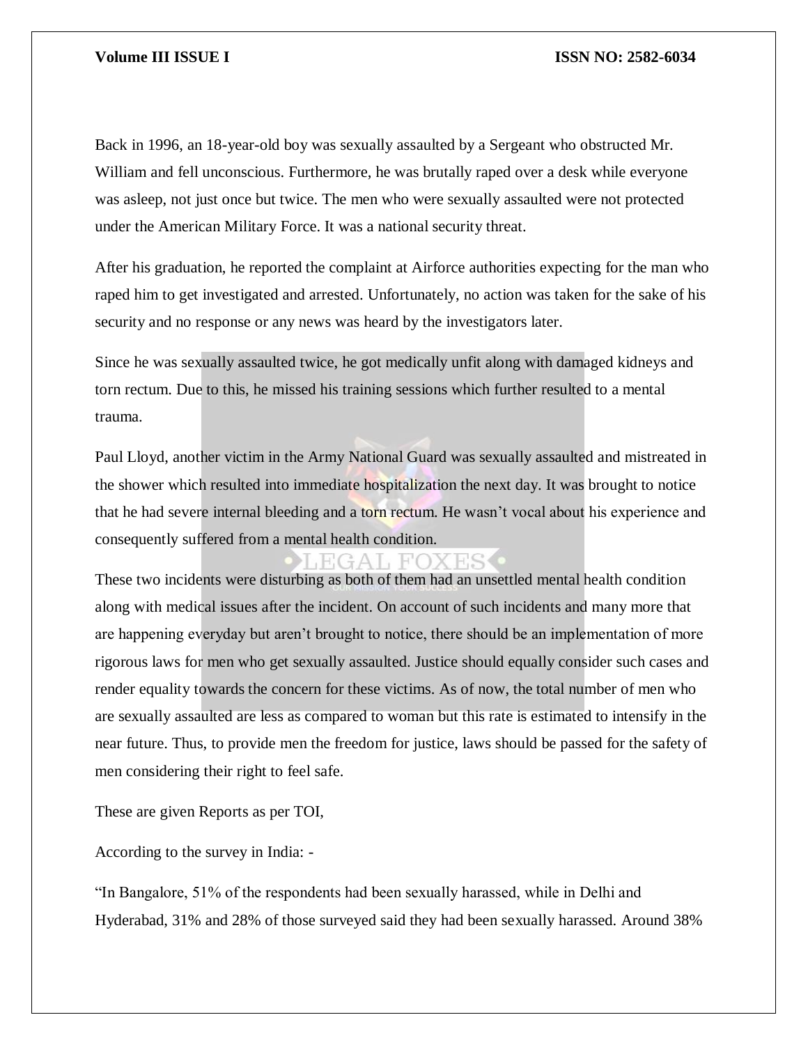Back in 1996, an 18-year-old boy was sexually assaulted by a Sergeant who obstructed Mr. William and fell unconscious. Furthermore, he was brutally raped over a desk while everyone was asleep, not just once but twice. The men who were sexually assaulted were not protected under the American Military Force. It was a national security threat.

After his graduation, he reported the complaint at Airforce authorities expecting for the man who raped him to get investigated and arrested. Unfortunately, no action was taken for the sake of his security and no response or any news was heard by the investigators later.

Since he was sexually assaulted twice, he got medically unfit along with damaged kidneys and torn rectum. Due to this, he missed his training sessions which further resulted to a mental trauma.

Paul Lloyd, another victim in the Army National Guard was sexually assaulted and mistreated in the shower which resulted into immediate hospitalization the next day. It was brought to notice that he had severe internal bleeding and a torn rectum. He wasn't vocal about his experience and consequently suffered from a mental health condition.

These two incidents were disturbing as both of them had an unsettled mental health condition along with medical issues after the incident. On account of such incidents and many more that are happening everyday but aren't brought to notice, there should be an implementation of more rigorous laws for men who get sexually assaulted. Justice should equally consider such cases and render equality towards the concern for these victims. As of now, the total number of men who are sexually assaulted are less as compared to woman but this rate is estimated to intensify in the near future. Thus, to provide men the freedom for justice, laws should be passed for the safety of men considering their right to feel safe.

These are given Reports as per TOI,

According to the survey in India: -

"In Bangalore, 51% of the respondents had been sexually harassed, while in Delhi and Hyderabad, 31% and 28% of those surveyed said they had been sexually harassed. Around 38%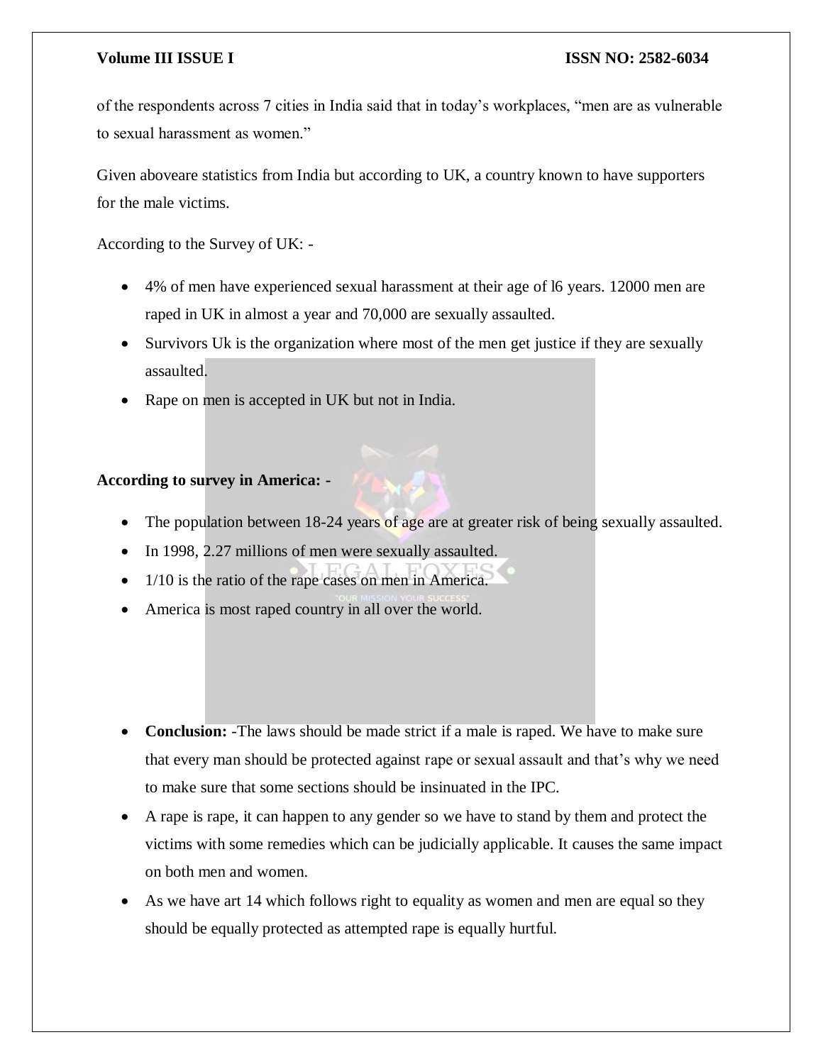of the respondents across 7 cities in India said that in today's workplaces, "men are as vulnerable to sexual harassment as women."

Given aboveare statistics from India but according to UK, a country known to have supporters for the male victims.

According to the Survey of UK: -

- 4% of men have experienced sexual harassment at their age of l6 years. 12000 men are raped in UK in almost a year and 70,000 are sexually assaulted.
- Survivors Uk is the organization where most of the men get justice if they are sexually assaulted.
- Rape on men is accepted in UK but not in India.

**According to survey in America: -**

- The population between 18-24 years of age are at greater risk of being sexually assaulted.
- In 1998, 2.27 millions of men were sexually assaulted.
- 1/10 is the ratio of the rape cases on men in America.
- America is most raped country in all over the world.

- **Conclusion:** -The laws should be made strict if a male is raped. We have to make sure that every man should be protected against rape or sexual assault and that's why we need to make sure that some sections should be insinuated in the IPC.
- A rape is rape, it can happen to any gender so we have to stand by them and protect the victims with some remedies which can be judicially applicable. It causes the same impact on both men and women.
- As we have art 14 which follows right to equality as women and men are equal so they should be equally protected as attempted rape is equally hurtful.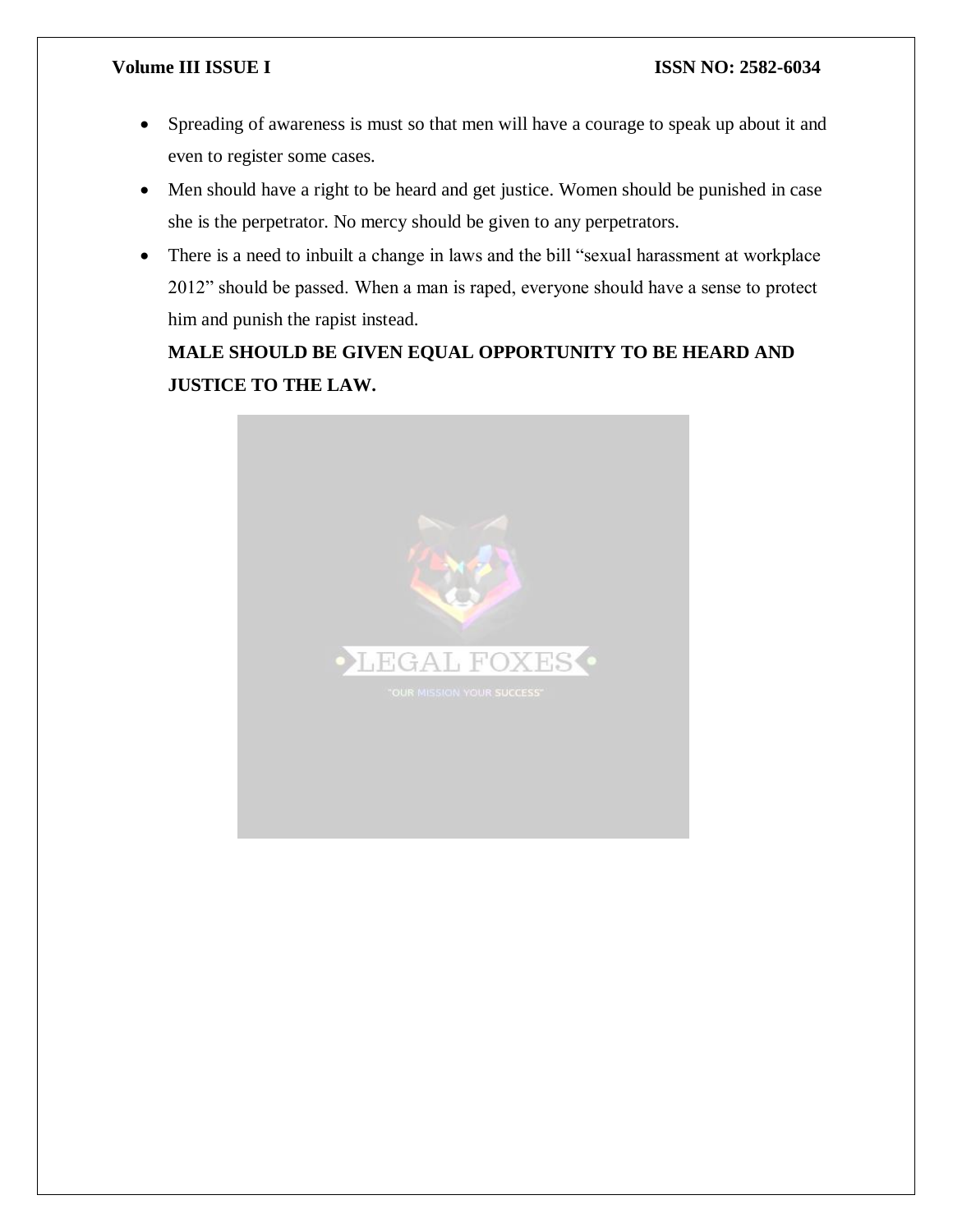- Spreading of awareness is must so that men will have a courage to speak up about it and even to register some cases.
- Men should have a right to be heard and get justice. Women should be punished in case she is the perpetrator. No mercy should be given to any perpetrators.
- There is a need to inbuilt a change in laws and the bill "sexual harassment at workplace 2012" should be passed. When a man is raped, everyone should have a sense to protect him and punish the rapist instead.

  **MALE SHOULD BE GIVEN EQUAL OPPORTUNITY TO BE HEARD AND JUSTICE TO THE LAW.**